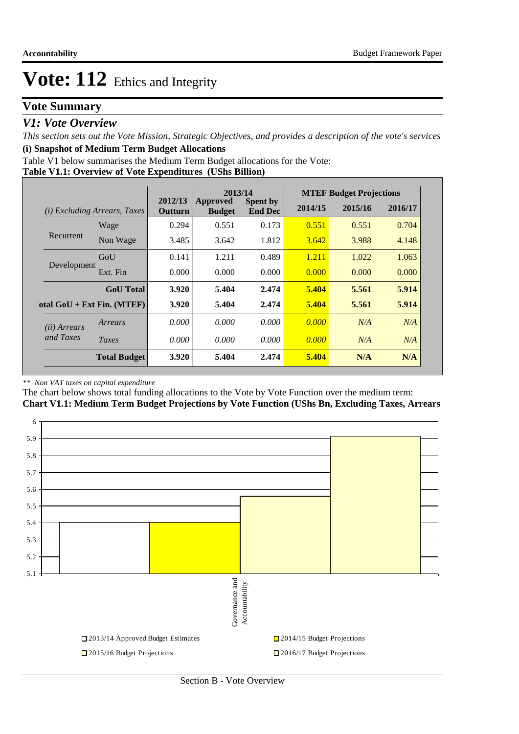# Vote: 112 Ethics and Integrity

## Vote Summary

### *V1: Vote Overview*

*This section sets out the Vote Mission, Strategic Objectives, and provides a description of the vote's services*

**(i) Snapshot of Medium Term Budget Allocations**

Table V1 below summarises the Medium Term Budget allocations for the Vote:

**Table V1.1: Overview of Vote Expenditures (UShs Billion)**

| *(i) Excluding Arrears, Taxes* | | 2012/13 Outturn | 2013/14 Approved Budget | 2013/14 Spent by End Dec | MTEF Budget Projections 2014/15 | 2015/16 | 2016/17 |
|---|---|---|---|---|---|---|---|
| Recurrent | Wage | 0.294 | 0.551 | 0.173 | 0.551 | 0.551 | 0.704 |
| | Non Wage | 3.485 | 3.642 | 1.812 | 3.642 | 3.988 | 4.148 |
| Development | GoU | 0.141 | 1.211 | 0.489 | 1.211 | 1.022 | 1.063 |
| | Ext. Fin | 0.000 | 0.000 | 0.000 | 0.000 | 0.000 | 0.000 |
| | **GoU Total** | **3.920** | **5.404** | **2.474** | **5.404** | **5.561** | **5.914** |
| **Total GoU + Ext Fin. (MTEF)** | | **3.920** | **5.404** | **2.474** | **5.404** | **5.561** | **5.914** |
| *(ii) Arrears and Taxes* | *Arrears* | *0.000* | *0.000* | *0.000* | *0.000* | *N/A* | *N/A* |
| | *Taxes* | *0.000* | *0.000* | *0.000* | *0.000* | *N/A* | *N/A* |
| | **Total Budget** | **3.920** | **5.404** | **2.474** | **5.404** | **N/A** | **N/A** |

*\*\* Non VAT taxes on capital expenditure*

The chart below shows total funding allocations to the Vote by Vote Function over the medium term:

**Chart V1.1: Medium Term Budget Projections by Vote Function (UShs Bn, Excluding Taxes, Arrears**

| Vote Function | 2013/14 Approved Budget Estimates | 2014/15 Budget Projections | 2015/16 Budget Projections | 2016/17 Budget Projections |
|---|---|---|---|---|
| Governance and Accountability | 5.404 | 5.404 | 5.561 | 5.914 |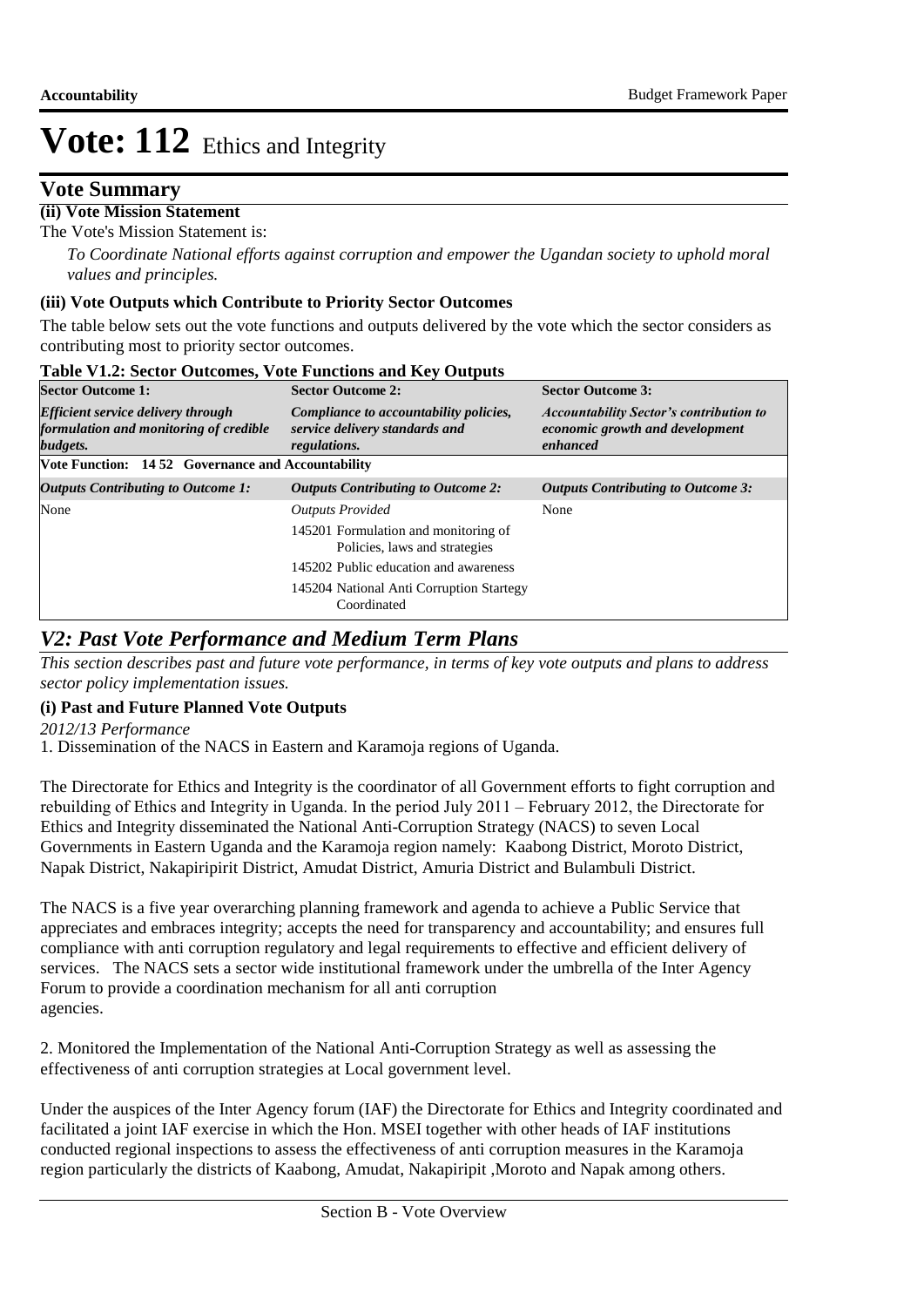# Vote: 112 Ethics and Integrity

## Vote Summary

**(ii) Vote Mission Statement**

The Vote's Mission Statement is:

*To Coordinate National efforts against corruption and empower the Ugandan society to uphold moral values and principles.*

**(iii) Vote Outputs which Contribute to Priority Sector Outcomes**

The table below sets out the vote functions and outputs delivered by the vote which the sector considers as contributing most to priority sector outcomes.

**Table V1.2: Sector Outcomes, Vote Functions and Key Outputs**

| **Sector Outcome 1:** *Efficient service delivery through formulation and monitoring of credible budgets.* | **Sector Outcome 2:** *Compliance to accountability policies, service delivery standards and regulations.* | **Sector Outcome 3:** *Accountability Sector's contribution to economic growth and development enhanced* |
|---|---|---|
| **Vote Function: 14 52 Governance and Accountability** | | |
| ***Outputs Contributing to Outcome 1:*** | ***Outputs Contributing to Outcome 2:*** | ***Outputs Contributing to Outcome 3:*** |
| None | *Outputs Provided*<br>145201 Formulation and monitoring of Policies, laws and strategies<br>145202 Public education and awareness<br>145204 National Anti Corruption Startegy Coordinated | None |

## *V2: Past Vote Performance and Medium Term Plans*

*This section describes past and future vote performance, in terms of key vote outputs and plans to address sector policy implementation issues.*

**(i) Past and Future Planned Vote Outputs**

*2012/13 Performance*

1. Dissemination of the NACS in Eastern and Karamoja regions of Uganda.

The Directorate for Ethics and Integrity is the coordinator of all Government efforts to fight corruption and rebuilding of Ethics and Integrity in Uganda. In the period July 2011 – February 2012, the Directorate for Ethics and Integrity disseminated the National Anti-Corruption Strategy (NACS) to seven Local Governments in Eastern Uganda and the Karamoja region namely: Kaabong District, Moroto District, Napak District, Nakapiripirit District, Amudat District, Amuria District and Bulambuli District.

The NACS is a five year overarching planning framework and agenda to achieve a Public Service that appreciates and embraces integrity; accepts the need for transparency and accountability; and ensures full compliance with anti corruption regulatory and legal requirements to effective and efficient delivery of services. The NACS sets a sector wide institutional framework under the umbrella of the Inter Agency Forum to provide a coordination mechanism for all anti corruption agencies.

2. Monitored the Implementation of the National Anti-Corruption Strategy as well as assessing the effectiveness of anti corruption strategies at Local government level.

Under the auspices of the Inter Agency forum (IAF) the Directorate for Ethics and Integrity coordinated and facilitated a joint IAF exercise in which the Hon. MSEI together with other heads of IAF institutions conducted regional inspections to assess the effectiveness of anti corruption measures in the Karamoja region particularly the districts of Kaabong, Amudat, Nakapiripit ,Moroto and Napak among others.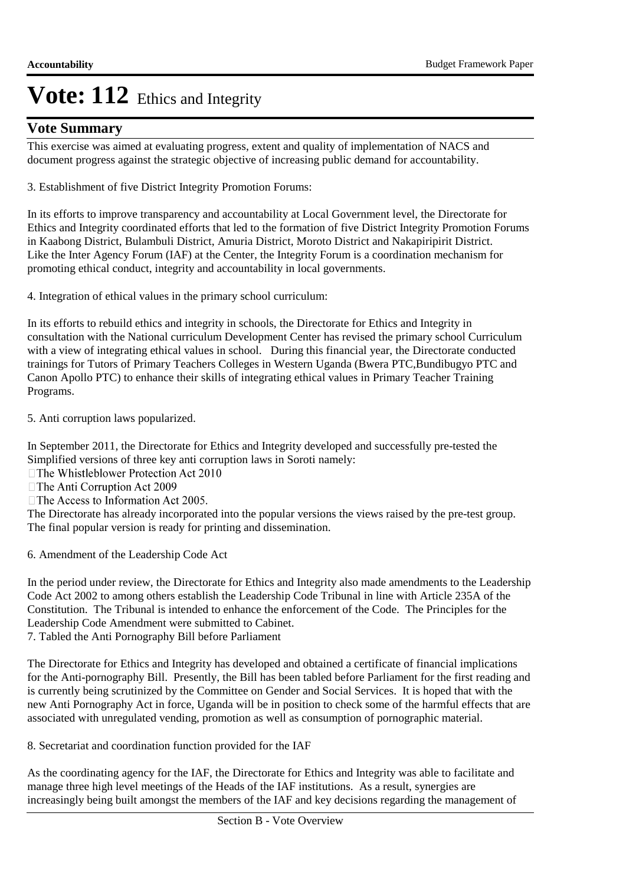# Vote: 112 Ethics and Integrity

## Vote Summary

This exercise was aimed at evaluating progress, extent and quality of implementation of NACS and document progress against the strategic objective of increasing public demand for accountability.

3. Establishment of five District Integrity Promotion Forums:

In its efforts to improve transparency and accountability at Local Government level, the Directorate for Ethics and Integrity coordinated efforts that led to the formation of five District Integrity Promotion Forums in Kaabong District, Bulambuli District, Amuria District, Moroto District and Nakapiripirit District. Like the Inter Agency Forum (IAF) at the Center, the Integrity Forum is a coordination mechanism for promoting ethical conduct, integrity and accountability in local governments.

4. Integration of ethical values in the primary school curriculum:

In its efforts to rebuild ethics and integrity in schools, the Directorate for Ethics and Integrity in consultation with the National curriculum Development Center has revised the primary school Curriculum with a view of integrating ethical values in school. During this financial year, the Directorate conducted trainings for Tutors of Primary Teachers Colleges in Western Uganda (Bwera PTC,Bundibugyo PTC and Canon Apollo PTC) to enhance their skills of integrating ethical values in Primary Teacher Training Programs.

5. Anti corruption laws popularized.

In September 2011, the Directorate for Ethics and Integrity developed and successfully pre-tested the Simplified versions of three key anti corruption laws in Soroti namely:

- The Whistleblower Protection Act 2010
- The Anti Corruption Act 2009
- The Access to Information Act 2005.

The Directorate has already incorporated into the popular versions the views raised by the pre-test group. The final popular version is ready for printing and dissemination.

6. Amendment of the Leadership Code Act

In the period under review, the Directorate for Ethics and Integrity also made amendments to the Leadership Code Act 2002 to among others establish the Leadership Code Tribunal in line with Article 235A of the Constitution. The Tribunal is intended to enhance the enforcement of the Code. The Principles for the Leadership Code Amendment were submitted to Cabinet.

7. Tabled the Anti Pornography Bill before Parliament

The Directorate for Ethics and Integrity has developed and obtained a certificate of financial implications for the Anti-pornography Bill. Presently, the Bill has been tabled before Parliament for the first reading and is currently being scrutinized by the Committee on Gender and Social Services. It is hoped that with the new Anti Pornography Act in force, Uganda will be in position to check some of the harmful effects that are associated with unregulated vending, promotion as well as consumption of pornographic material.

8. Secretariat and coordination function provided for the IAF

As the coordinating agency for the IAF, the Directorate for Ethics and Integrity was able to facilitate and manage three high level meetings of the Heads of the IAF institutions. As a result, synergies are increasingly being built amongst the members of the IAF and key decisions regarding the management of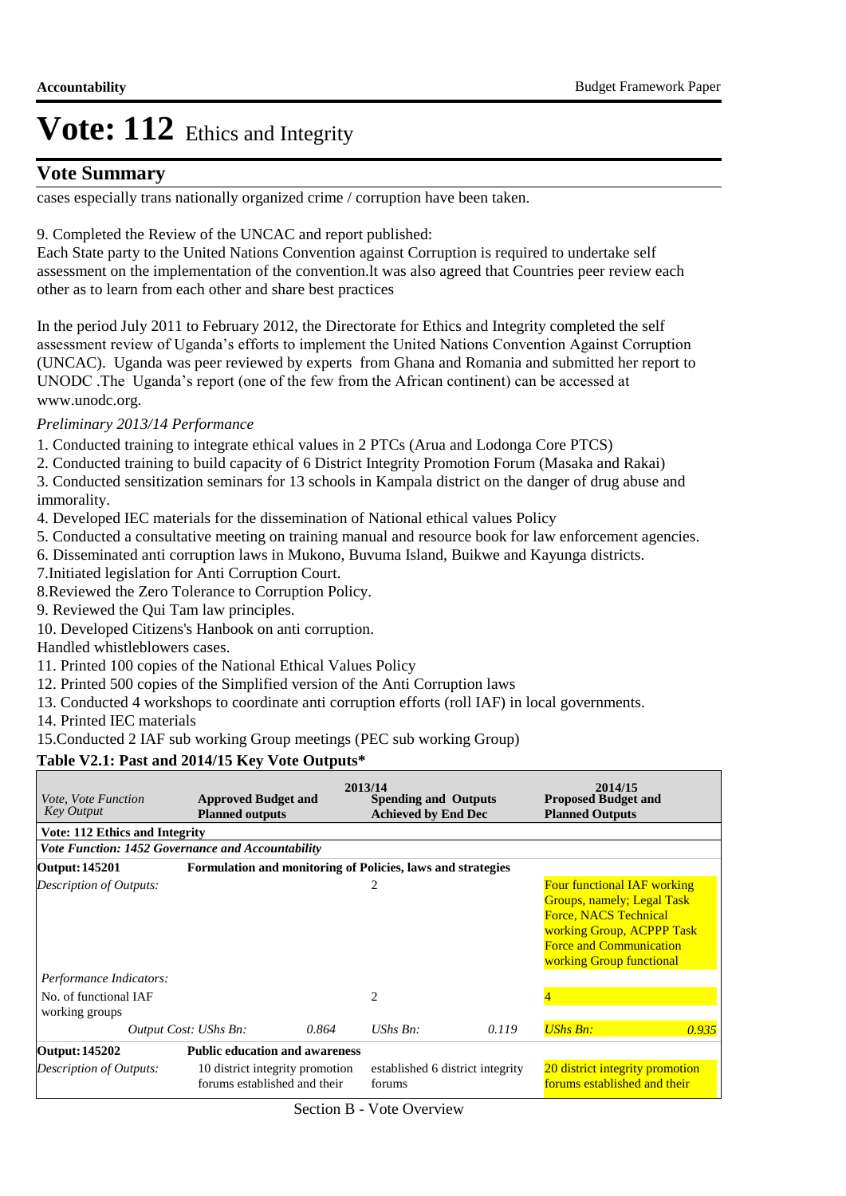# Vote: 112 Ethics and Integrity

## Vote Summary

cases especially trans nationally organized crime / corruption have been taken.

9. Completed the Review of the UNCAC and report published:
Each State party to the United Nations Convention against Corruption is required to undertake self assessment on the implementation of the convention.lt was also agreed that Countries peer review each other as to learn from each other and share best practices

In the period July 2011 to February 2012, the Directorate for Ethics and Integrity completed the self assessment review of Uganda's efforts to implement the United Nations Convention Against Corruption (UNCAC). Uganda was peer reviewed by experts from Ghana and Romania and submitted her report to UNODC .The Uganda's report (one of the few from the African continent) can be accessed at www.unodc.org.

*Preliminary 2013/14 Performance*

1. Conducted training to integrate ethical values in 2 PTCs (Arua and Lodonga Core PTCS)
2. Conducted training to build capacity of 6 District Integrity Promotion Forum (Masaka and Rakai)
3. Conducted sensitization seminars for 13 schools in Kampala district on the danger of drug abuse and immorality.
4. Developed IEC materials for the dissemination of National ethical values Policy
5. Conducted a consultative meeting on training manual and resource book for law enforcement agencies.
6. Disseminated anti corruption laws in Mukono, Buvuma Island, Buikwe and Kayunga districts.
7.Initiated legislation for Anti Corruption Court.
8.Reviewed the Zero Tolerance to Corruption Policy.
9. Reviewed the Qui Tam law principles.
10. Developed Citizens's Hanbook on anti corruption.
Handled whistleblowers cases.
11. Printed 100 copies of the National Ethical Values Policy
12. Printed 500 copies of the Simplified version of the Anti Corruption laws
13. Conducted 4 workshops to coordinate anti corruption efforts (roll IAF) in local governments.
14. Printed IEC materials
15.Conducted 2 IAF sub working Group meetings (PEC sub working Group)

**Table V2.1: Past and 2014/15 Key Vote Outputs***

| *Vote, Vote Function Key Output* | 2013/14 **Approved Budget and Planned outputs** | | **Spending and Outputs Achieved by End Dec** | | 2014/15 **Proposed Budget and Planned Outputs** | |
|---|---|---|---|---|---|---|
| **Vote: 112 Ethics and Integrity** | | | | | | |
| ***Vote Function: 1452 Governance and Accountability*** | | | | | | |
| **Output: 145201** | **Formulation and monitoring of Policies, laws and strategies** | | | | | |
| *Description of Outputs:* | | | 2 | | Four functional IAF working Groups, namely; Legal Task Force, NACS Technical working Group, ACPPP Task Force and Communication working Group functional | |
| *Performance Indicators:* | | | | | | |
| No. of functional IAF working groups | | | 2 | | 4 | |
| | *Output Cost: UShs Bn:* | *0.864* | *UShs Bn:* | *0.119* | *UShs Bn:* | *0.935* |
| **Output: 145202** | **Public education and awareness** | | | | | |
| *Description of Outputs:* | 10 district integrity promotion forums established and their | | established 6 district integrity forums | | 20 district integrity promotion forums established and their | |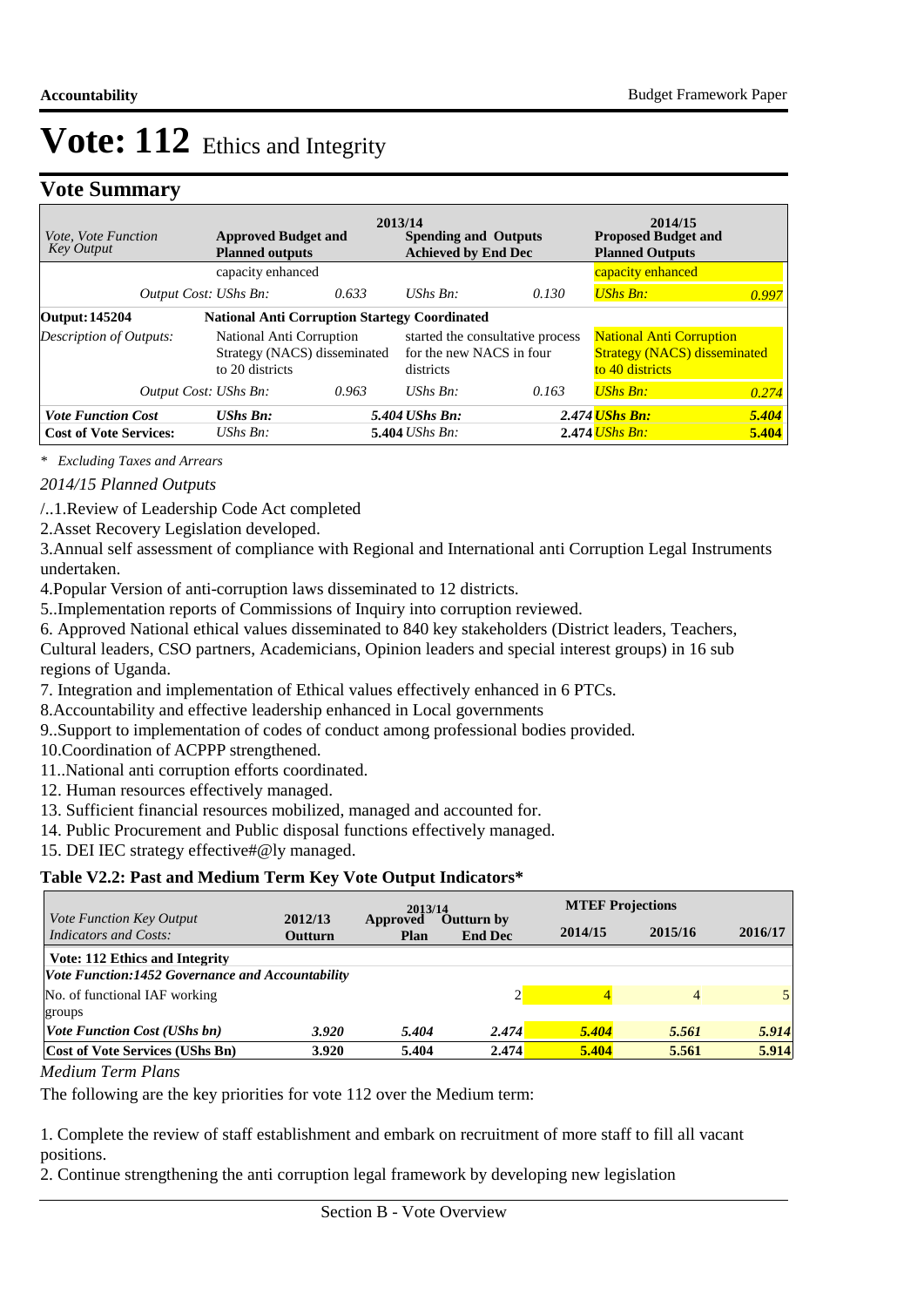# Vote: 112 Ethics and Integrity

## Vote Summary

| Vote, Vote Function Key Output | 2013/14 Approved Budget and Planned outputs | | 2013/14 Spending and Outputs Achieved by End Dec | | 2014/15 Proposed Budget and Planned Outputs | |
|---|---|---|---|---|---|---|
| | capacity enhanced | | | | capacity enhanced | |
| *Output Cost: UShs Bn:* | | *0.633* | *UShs Bn:* | *0.130* | *UShs Bn:* | *0.997* |
| **Output: 145204** | **National Anti Corruption Startegy Coordinated** | | | | | |
| *Description of Outputs:* | National Anti Corruption Strategy (NACS) disseminated to 20 districts | | started the consultative process for the new NACS in four districts | | National Anti Corruption Strategy (NACS) disseminated to 40 districts | |
| *Output Cost: UShs Bn:* | | *0.963* | *UShs Bn:* | *0.163* | *UShs Bn:* | *0.274* |
| ***Vote Function Cost*** | ***UShs Bn:*** | ***5.404*** | ***UShs Bn:*** | ***2.474*** | ***UShs Bn:*** | ***5.404*** |
| **Cost of Vote Services:** | *UShs Bn:* | **5.404** | *UShs Bn:* | **2.474** | *UShs Bn:* | **5.404** |

*\* Excluding Taxes and Arrears*

*2014/15 Planned Outputs*

/..1.Review of Leadership Code Act completed
2.Asset Recovery Legislation developed.
3.Annual self assessment of compliance with Regional and International anti Corruption Legal Instruments undertaken.
4.Popular Version of anti-corruption laws disseminated to 12 districts.
5..Implementation reports of Commissions of Inquiry into corruption reviewed.
6. Approved National ethical values disseminated to 840 key stakeholders (District leaders, Teachers, Cultural leaders, CSO partners, Academicians, Opinion leaders and special interest groups) in 16 sub regions of Uganda.
7. Integration and implementation of Ethical values effectively enhanced in 6 PTCs.
8.Accountability and effective leadership enhanced in Local governments
9..Support to implementation of codes of conduct among professional bodies provided.
10.Coordination of ACPPP strengthened.
11..National anti corruption efforts coordinated.
12. Human resources effectively managed.
13. Sufficient financial resources mobilized, managed and accounted for.
14. Public Procurement and Public disposal functions effectively managed.
15. DEI IEC strategy effective#@ly managed.

### Table V2.2: Past and Medium Term Key Vote Output Indicators*

| *Vote Function Key Output Indicators and Costs:* | 2012/13 Outturn | 2013/14 Approved Plan | 2013/14 Outturn by End Dec | MTEF Projections 2014/15 | 2015/16 | 2016/17 |
|---|---|---|---|---|---|---|
| **Vote: 112 Ethics and Integrity** | | | | | | |
| ***Vote Function:1452 Governance and Accountability*** | | | | | | |
| No. of functional IAF working groups | | | 2 | 4 | 4 | 5 |
| ***Vote Function Cost (UShs bn)*** | ***3.920*** | ***5.404*** | ***2.474*** | ***5.404*** | ***5.561*** | ***5.914*** |
| **Cost of Vote Services (UShs Bn)** | **3.920** | **5.404** | **2.474** | **5.404** | **5.561** | **5.914** |

*Medium Term Plans*

The following are the key priorities for vote 112 over the Medium term:

1. Complete the review of staff establishment and embark on recruitment of more staff to fill all vacant positions.
2. Continue strengthening the anti corruption legal framework by developing new legislation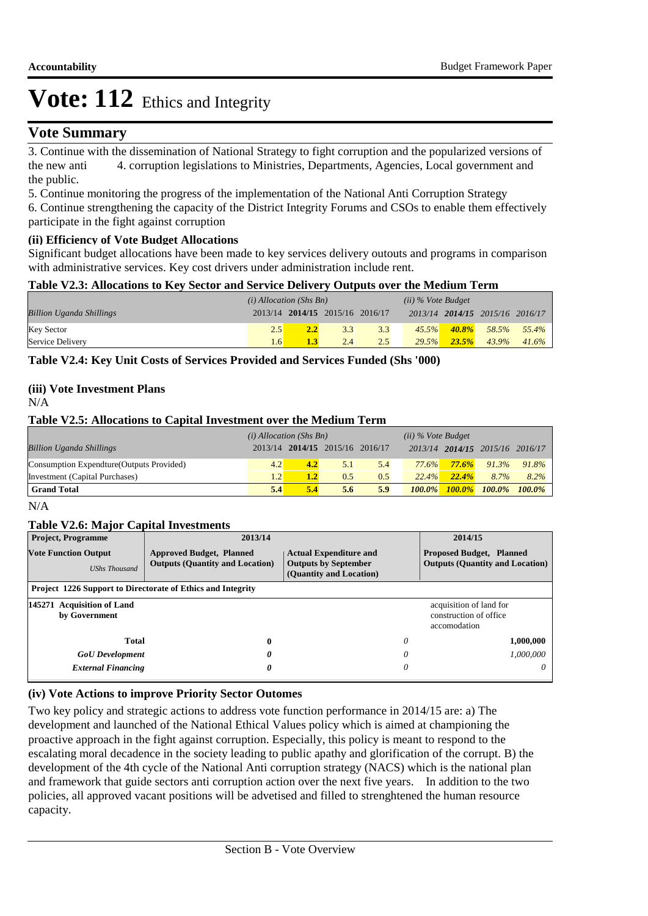# Vote: 112 Ethics and Integrity

## Vote Summary

3. Continue with the dissemination of National Strategy to fight corruption and the popularized versions of the new anti 4. corruption legislations to Ministries, Departments, Agencies, Local government and the public.

5. Continue monitoring the progress of the implementation of the National Anti Corruption Strategy

6. Continue strengthening the capacity of the District Integrity Forums and CSOs to enable them effectively participate in the fight against corruption

### (ii) Efficiency of Vote Budget Allocations

Significant budget allocations have been made to key services delivery outouts and programs in comparison with administrative services. Key cost drivers under administration include rent.

**Table V2.3: Allocations to Key Sector and Service Delivery Outputs over the Medium Term**

| *Billion Uganda Shillings* | *(i) Allocation (Shs Bn)* 2013/14 | **2014/15** | 2015/16 | 2016/17 | *(ii) % Vote Budget* 2013/14 | **2014/15** | 2015/16 | 2016/17 |
|---|---|---|---|---|---|---|---|---|
| Key Sector | 2.5 | **2.2** | 3.3 | 3.3 | *45.5%* | ***40.8%*** | *58.5%* | *55.4%* |
| Service Delivery | 1.6 | **1.3** | 2.4 | 2.5 | *29.5%* | ***23.5%*** | *43.9%* | *41.6%* |

**Table V2.4: Key Unit Costs of Services Provided and Services Funded (Shs '000)**

### (iii) Vote Investment Plans

N/A

**Table V2.5: Allocations to Capital Investment over the Medium Term**

| *Billion Uganda Shillings* | *(i) Allocation (Shs Bn)* 2013/14 | **2014/15** | 2015/16 | 2016/17 | *(ii) % Vote Budget* 2013/14 | **2014/15** | 2015/16 | 2016/17 |
|---|---|---|---|---|---|---|---|---|
| Consumption Expendture(Outputs Provided) | 4.2 | **4.2** | 5.1 | 5.4 | *77.6%* | ***77.6%*** | *91.3%* | *91.8%* |
| Investment (Capital Purchases) | 1.2 | **1.2** | 0.5 | 0.5 | *22.4%* | ***22.4%*** | *8.7%* | *8.2%* |
| **Grand Total** | **5.4** | **5.4** | **5.6** | **5.9** | ***100.0%*** | ***100.0%*** | ***100.0%*** | ***100.0%*** |

N/A

**Table V2.6: Major Capital Investments**

| **Project, Programme** | **2013/14** | | **2014/15** |
|---|---|---|---|
| **Vote Function Output** *UShs Thousand* | **Approved Budget, Planned Outputs (Quantity and Location)** | **Actual Expenditure and Outputs by September (Quantity and Location)** | **Proposed Budget, Planned Outputs (Quantity and Location)** |
| **Project 1226 Support to Directorate of Ethics and Integrity** | | | |
| **145271 Acquisition of Land by Government** | | | acquisition of land for construction of office accomodation |
| **Total** | **0** | *0* | **1,000,000** |
| ***GoU Development*** | ***0*** | *0* | *1,000,000* |
| ***External Financing*** | ***0*** | *0* | *0* |

### (iv) Vote Actions to improve Priority Sector Outomes

Two key policy and strategic actions to address vote function performance in 2014/15 are: a) The development and launched of the National Ethical Values policy which is aimed at championing the proactive approach in the fight against corruption. Especially, this policy is meant to respond to the escalating moral decadence in the society leading to public apathy and glorification of the corrupt. B) the development of the 4th cycle of the National Anti corruption strategy (NACS) which is the national plan and framework that guide sectors anti corruption action over the next five years. In addition to the two policies, all approved vacant positions will be advetised and filled to strenghtened the human resource capacity.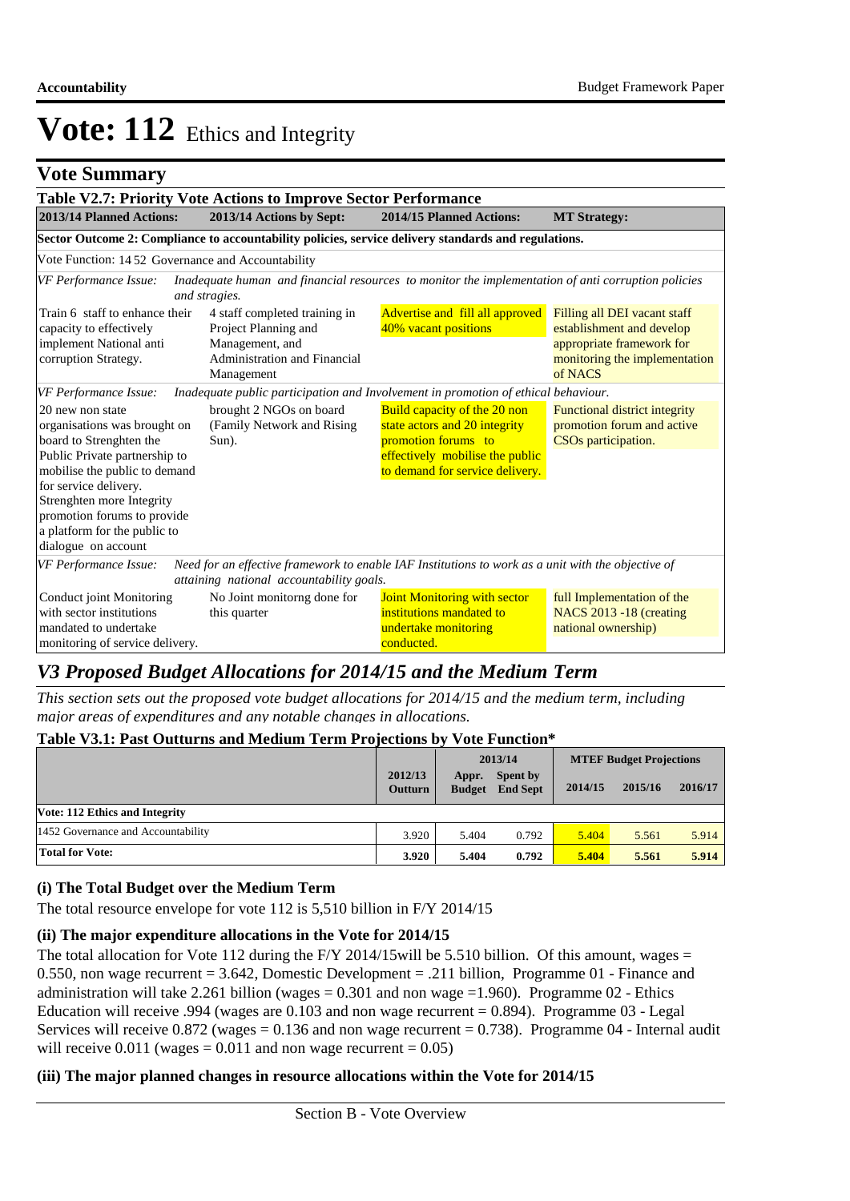# Vote: 112 Ethics and Integrity

## Vote Summary

**Table V2.7: Priority Vote Actions to Improve Sector Performance**

| 2013/14 Planned Actions: | 2013/14 Actions by Sept: | 2014/15 Planned Actions: | MT Strategy: |
|---|---|---|---|
| **Sector Outcome 2: Compliance to accountability policies, service delivery standards and regulations.** | | | |
| Vote Function: 14 52 Governance and Accountability | | | |
| *VF Performance Issue: Inadequate human and financial resources to monitor the implementation of anti corruption policies and stragies.* | | | |
| Train 6 staff to enhance their capacity to effectively implement National anti corruption Strategy. | 4 staff completed training in Project Planning and Management, and Administration and Financial Management | Advertise and fill all approved 40% vacant positions | Filling all DEI vacant staff establishment and develop appropriate framework for monitoring the implementation of NACS |
| *VF Performance Issue: Inadequate public participation and Involvement in promotion of ethical behaviour.* | | | |
| 20 new non state organisations was brought on board to Strenghten the Public Private partnership to mobilise the public to demand for service delivery. Strenghten more Integrity promotion forums to provide a platform for the public to dialogue on account | brought 2 NGOs on board (Family Network and Rising Sun). | Build capacity of the 20 non state actors and 20 integrity promotion forums to effectively mobilise the public to demand for service delivery. | Functional district integrity promotion forum and active CSOs participation. |
| *VF Performance Issue: Need for an effective framework to enable IAF Institutions to work as a unit with the objective of attaining national accountability goals.* | | | |
| Conduct joint Monitoring with sector institutions mandated to undertake monitoring of service delivery. | No Joint monitorng done for this quarter | Joint Monitoring with sector institutions mandated to undertake monitoring conducted. | full Implementation of the NACS 2013 -18 (creating national ownership) |

## *V3 Proposed Budget Allocations for 2014/15 and the Medium Term*

*This section sets out the proposed vote budget allocations for 2014/15 and the medium term, including major areas of expenditures and any notable changes in allocations.*

**Table V3.1: Past Outturns and Medium Term Projections by Vote Function\***

| | 2012/13 Outturn | 2013/14 Appr. Budget | 2013/14 Spent by End Sept | MTEF Budget Projections 2014/15 | 2015/16 | 2016/17 |
|---|---|---|---|---|---|---|
| **Vote: 112 Ethics and Integrity** | | | | | | |
| 1452 Governance and Accountability | 3.920 | 5.404 | 0.792 | 5.404 | 5.561 | 5.914 |
| **Total for Vote:** | **3.920** | **5.404** | **0.792** | **5.404** | **5.561** | **5.914** |

### (i) The Total Budget over the Medium Term

The total resource envelope for vote 112 is 5,510 billion in F/Y 2014/15

### (ii) The major expenditure allocations in the Vote for 2014/15

The total allocation for Vote 112 during the F/Y 2014/15will be 5.510 billion. Of this amount, wages = 0.550, non wage recurrent = 3.642, Domestic Development = .211 billion, Programme 01 - Finance and administration will take 2.261 billion (wages = 0.301 and non wage =1.960). Programme 02 - Ethics Education will receive .994 (wages are 0.103 and non wage recurrent = 0.894). Programme 03 - Legal Services will receive 0.872 (wages = 0.136 and non wage recurrent = 0.738). Programme 04 - Internal audit will receive 0.011 (wages = 0.011 and non wage recurrent = 0.05)

### (iii) The major planned changes in resource allocations within the Vote for 2014/15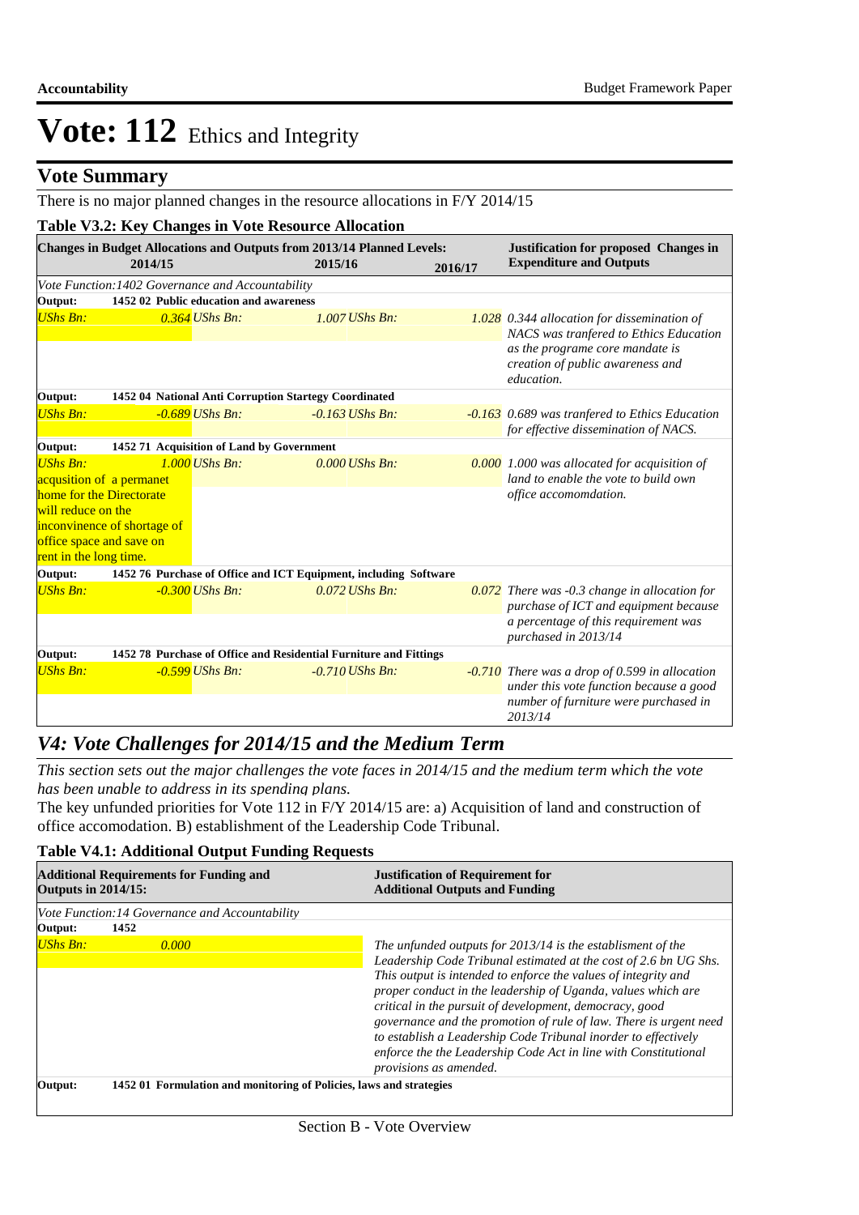# Vote: 112 Ethics and Integrity

## Vote Summary

There is no major planned changes in the resource allocations in F/Y 2014/15

### Table V3.2: Key Changes in Vote Resource Allocation

| Changes in Budget Allocations and Outputs from 2013/14 Planned Levels: 2014/15 | 2015/16 | 2016/17 | Justification for proposed Changes in Expenditure and Outputs |
|---|---|---|---|
| *Vote Function:1402 Governance and Accountability* | | | |
| **Output: 1452 02 Public education and awareness** | | | |
| *UShs Bn: 0.364* | *UShs Bn: 1.007* | *UShs Bn: 1.028* | *0.344 allocation for dissemination of NACS was tranfered to Ethics Education as the programe core mandate is creation of public awareness and education.* |
| **Output: 1452 04 National Anti Corruption Startegy Coordinated** | | | |
| *UShs Bn: -0.689* | *UShs Bn: -0.163* | *UShs Bn: -0.163* | *0.689 was tranfered to Ethics Education for effective dissemination of NACS.* |
| **Output: 1452 71 Acquisition of Land by Government** | | | |
| *UShs Bn: 1.000* acquistion of a permanet home for the Directorate will reduce on the inconvinence of shortage of office space and save on rent in the long time. | *UShs Bn: 0.000* | *UShs Bn: 0.000* | *1.000 was allocated for acquisition of land to enable the vote to build own office accomomdation.* |
| **Output: 1452 76 Purchase of Office and ICT Equipment, including Software** | | | |
| *UShs Bn: -0.300* | *UShs Bn: 0.072* | *UShs Bn: 0.072* | *There was -0.3 change in allocation for purchase of ICT and equipment because a percentage of this requirement was purchased in 2013/14* |
| **Output: 1452 78 Purchase of Office and Residential Furniture and Fittings** | | | |
| *UShs Bn: -0.599* | *UShs Bn: -0.710* | *UShs Bn: -0.710* | *There was a drop of 0.599 in allocation under this vote function because a good number of furniture were purchased in 2013/14* |

## *V4: Vote Challenges for 2014/15 and the Medium Term*

*This section sets out the major challenges the vote faces in 2014/15 and the medium term which the vote has been unable to address in its spending plans.*

The key unfunded priorities for Vote 112 in F/Y 2014/15 are: a) Acquisition of land and construction of office accomodation. B) establishment of the Leadership Code Tribunal.

### Table V4.1: Additional Output Funding Requests

| Additional Requirements for Funding and Outputs in 2014/15: | Justification of Requirement for Additional Outputs and Funding |
|---|---|
| *Vote Function:14 Governance and Accountability* | |
| **Output: 1452** | |
| *UShs Bn: 0.000* | *The unfunded outputs for 2013/14 is the establisment of the Leadership Code Tribunal estimated at the cost of 2.6 bn UG Shs. This output is intended to enforce the values of integrity and proper conduct in the leadership of Uganda, values which are critical in the pursuit of development, democracy, good governance and the promotion of rule of law. There is urgent need to establish a Leadership Code Tribunal inorder to effectively enforce the the Leadership Code Act in line with Constitutional provisions as amended.* |
| **Output: 1452 01 Formulation and monitoring of Policies, laws and strategies** | |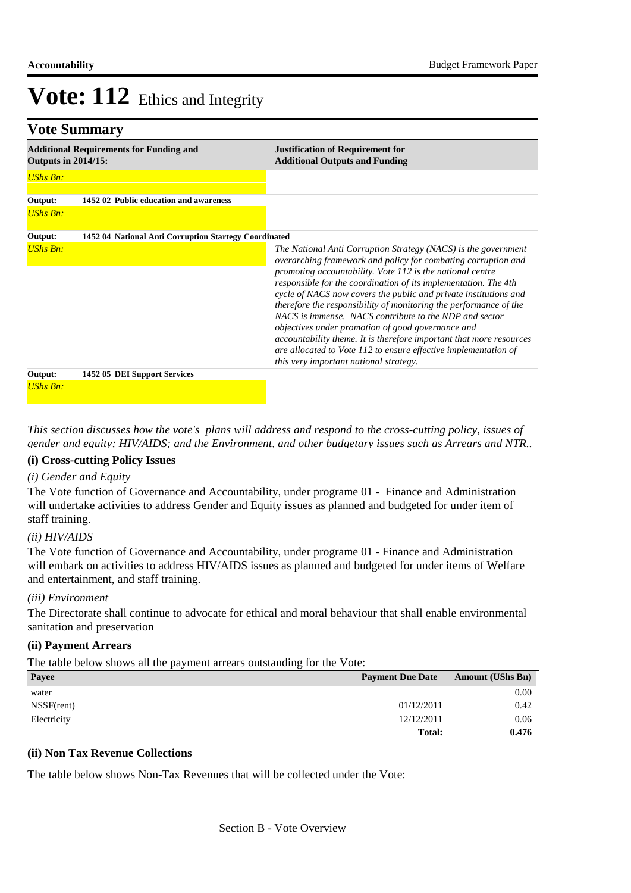# Vote: 112 Ethics and Integrity

## Vote Summary

| Additional Requirements for Funding and Outputs in 2014/15: | | Justification of Requirement for Additional Outputs and Funding |
| --- | --- | --- |
| *UShs Bn:* | | |
| Output: | 1452 02 Public education and awareness | |
| *UShs Bn:* | | |
| Output: | 1452 04 National Anti Corruption Startegy Coordinated | |
| *UShs Bn:* | | *The National Anti Corruption Strategy (NACS) is the government overarching framework and policy for combating corruption and promoting accountability. Vote 112 is the national centre responsible for the coordination of its implementation. The 4th cycle of NACS now covers the public and private institutions and therefore the responsibility of monitoring the performance of the NACS is immense. NACS contribute to the NDP and sector objectives under promotion of good governance and accountability theme. It is therefore important that more resources are allocated to Vote 112 to ensure effective implementation of this very important national strategy.* |
| Output: | 1452 05 DEI Support Services | |
| *UShs Bn:* | | |

*This section discusses how the vote's plans will address and respond to the cross-cutting policy, issues of gender and equity; HIV/AIDS; and the Environment, and other budgetary issues such as Arrears and NTR..*

### (i) Cross-cutting Policy Issues

*(i) Gender and Equity*

The Vote function of Governance and Accountability, under programe 01 - Finance and Administration will undertake activities to address Gender and Equity issues as planned and budgeted for under item of staff training.

*(ii) HIV/AIDS*

The Vote function of Governance and Accountability, under programe 01 - Finance and Administration will embark on activities to address HIV/AIDS issues as planned and budgeted for under items of Welfare and entertainment, and staff training.

*(iii) Environment*

The Directorate shall continue to advocate for ethical and moral behaviour that shall enable environmental sanitation and preservation

### (ii) Payment Arrears

The table below shows all the payment arrears outstanding for the Vote:

| Payee | Payment Due Date | Amount (UShs Bn) |
| --- | --- | --- |
| water | | 0.00 |
| NSSF(rent) | 01/12/2011 | 0.42 |
| Electricity | 12/12/2011 | 0.06 |
| | **Total:** | **0.476** |

### (ii) Non Tax Revenue Collections

The table below shows Non-Tax Revenues that will be collected under the Vote: